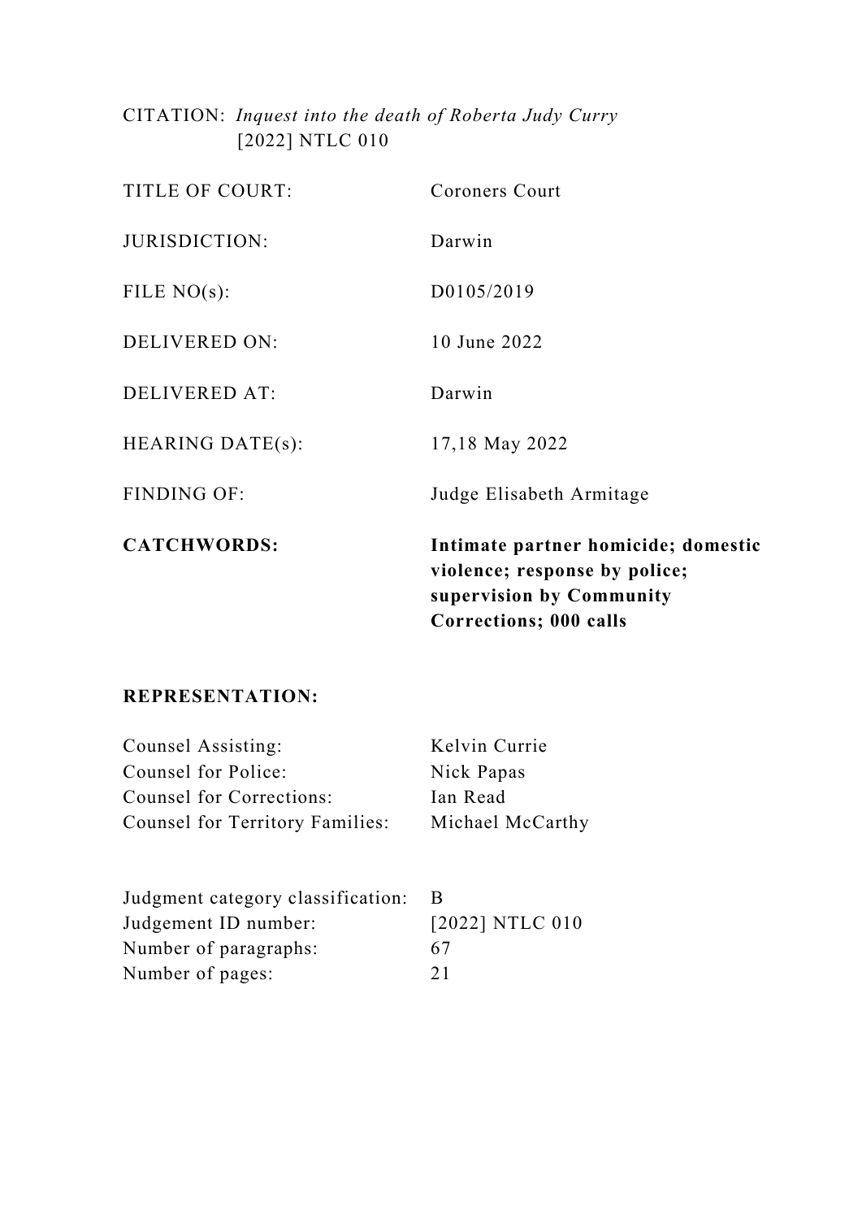CITATION: *Inquest into the death of Roberta Judy Curry* [2022] NTLC 010

| | |
|---|---|
| TITLE OF COURT: | Coroners Court |
| JURISDICTION: | Darwin |
| FILE NO(s): | D0105/2019 |
| DELIVERED ON: | 10 June 2022 |
| DELIVERED AT: | Darwin |
| HEARING DATE(s): | 17,18 May 2022 |
| FINDING OF: | Judge Elisabeth Armitage |
| **CATCHWORDS:** | **Intimate partner homicide; domestic violence; response by police; supervision by Community Corrections; 000 calls** |

**REPRESENTATION:**

| | |
|---|---|
| Counsel Assisting: | Kelvin Currie |
| Counsel for Police: | Nick Papas |
| Counsel for Corrections: | Ian Read |
| Counsel for Territory Families: | Michael McCarthy |

| | |
|---|---|
| Judgment category classification: | B |
| Judgement ID number: | [2022] NTLC 010 |
| Number of paragraphs: | 67 |
| Number of pages: | 21 |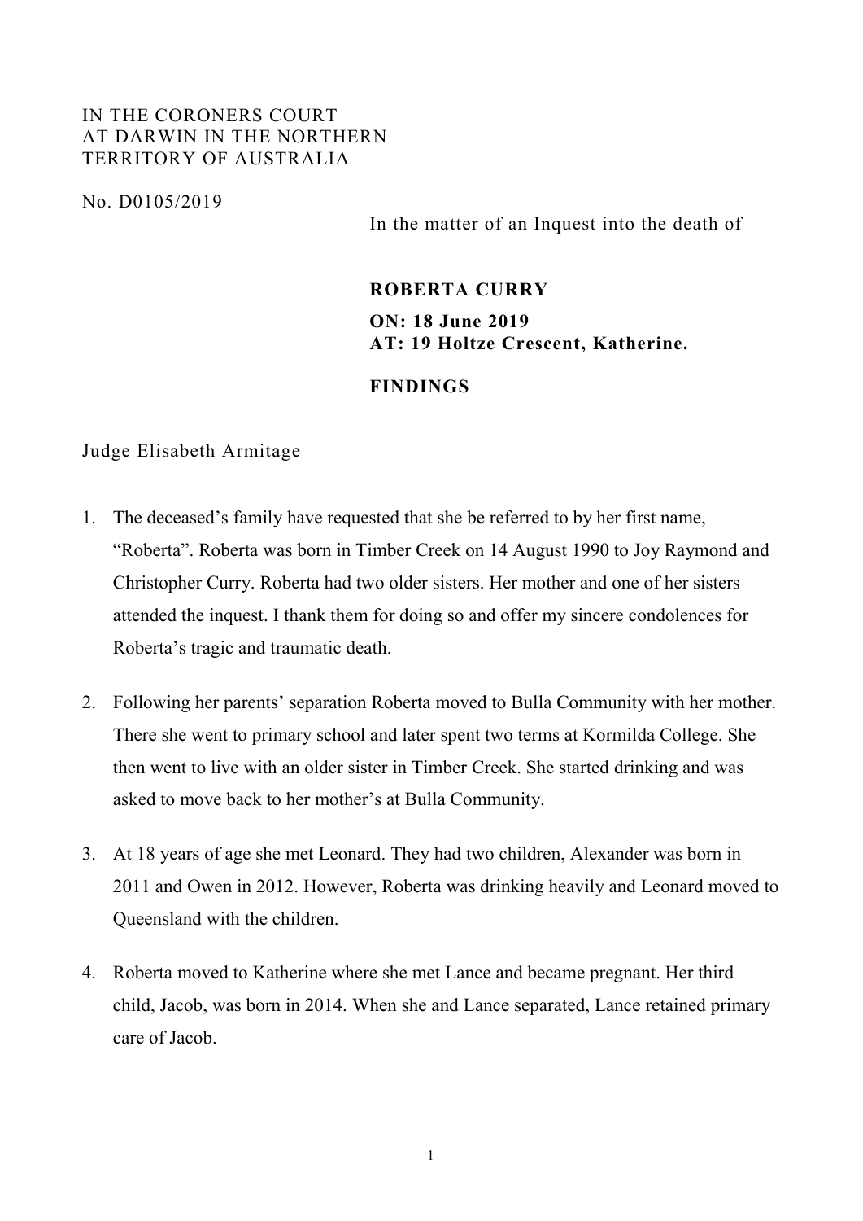IN THE CORONERS COURT
AT DARWIN IN THE NORTHERN
TERRITORY OF AUSTRALIA

No. D0105/2019

In the matter of an Inquest into the death of

**ROBERTA CURRY**

**ON: 18 June 2019**
**AT: 19 Holtze Crescent, Katherine.**

**FINDINGS**

Judge Elisabeth Armitage

1. The deceased's family have requested that she be referred to by her first name, "Roberta". Roberta was born in Timber Creek on 14 August 1990 to Joy Raymond and Christopher Curry. Roberta had two older sisters. Her mother and one of her sisters attended the inquest. I thank them for doing so and offer my sincere condolences for Roberta's tragic and traumatic death.

2. Following her parents' separation Roberta moved to Bulla Community with her mother. There she went to primary school and later spent two terms at Kormilda College. She then went to live with an older sister in Timber Creek. She started drinking and was asked to move back to her mother's at Bulla Community.

3. At 18 years of age she met Leonard. They had two children, Alexander was born in 2011 and Owen in 2012. However, Roberta was drinking heavily and Leonard moved to Queensland with the children.

4. Roberta moved to Katherine where she met Lance and became pregnant. Her third child, Jacob, was born in 2014. When she and Lance separated, Lance retained primary care of Jacob.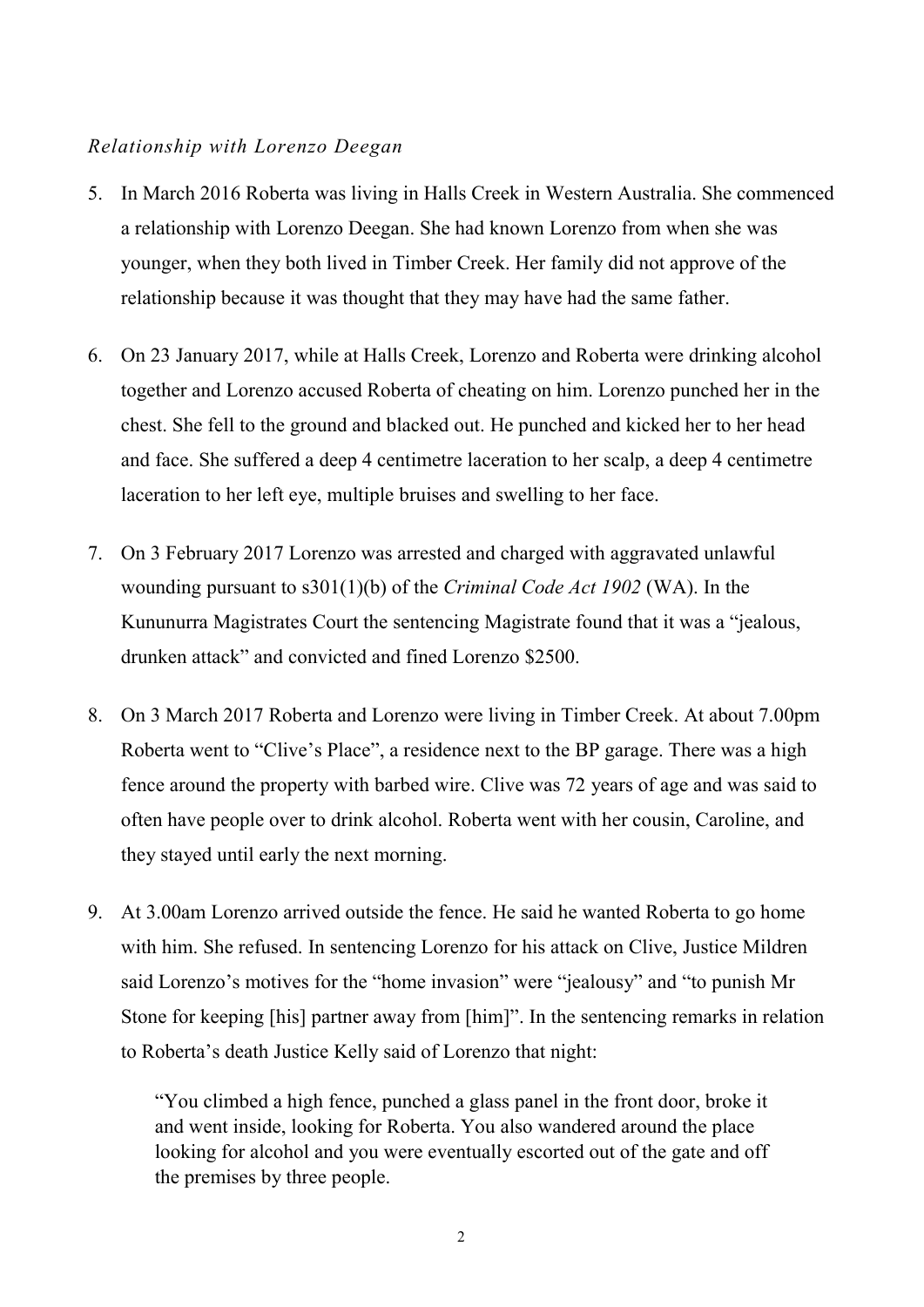*Relationship with Lorenzo Deegan*

5. In March 2016 Roberta was living in Halls Creek in Western Australia. She commenced a relationship with Lorenzo Deegan. She had known Lorenzo from when she was younger, when they both lived in Timber Creek. Her family did not approve of the relationship because it was thought that they may have had the same father.

6. On 23 January 2017, while at Halls Creek, Lorenzo and Roberta were drinking alcohol together and Lorenzo accused Roberta of cheating on him. Lorenzo punched her in the chest. She fell to the ground and blacked out. He punched and kicked her to her head and face. She suffered a deep 4 centimetre laceration to her scalp, a deep 4 centimetre laceration to her left eye, multiple bruises and swelling to her face.

7. On 3 February 2017 Lorenzo was arrested and charged with aggravated unlawful wounding pursuant to s301(1)(b) of the *Criminal Code Act 1902* (WA). In the Kununurra Magistrates Court the sentencing Magistrate found that it was a "jealous, drunken attack" and convicted and fined Lorenzo $2500.

8. On 3 March 2017 Roberta and Lorenzo were living in Timber Creek. At about 7.00pm Roberta went to "Clive's Place", a residence next to the BP garage. There was a high fence around the property with barbed wire. Clive was 72 years of age and was said to often have people over to drink alcohol. Roberta went with her cousin, Caroline, and they stayed until early the next morning.

9. At 3.00am Lorenzo arrived outside the fence. He said he wanted Roberta to go home with him. She refused. In sentencing Lorenzo for his attack on Clive, Justice Mildren said Lorenzo's motives for the "home invasion" were "jealousy" and "to punish Mr Stone for keeping [his] partner away from [him]". In the sentencing remarks in relation to Roberta's death Justice Kelly said of Lorenzo that night:

> "You climbed a high fence, punched a glass panel in the front door, broke it and went inside, looking for Roberta. You also wandered around the place looking for alcohol and you were eventually escorted out of the gate and off the premises by three people.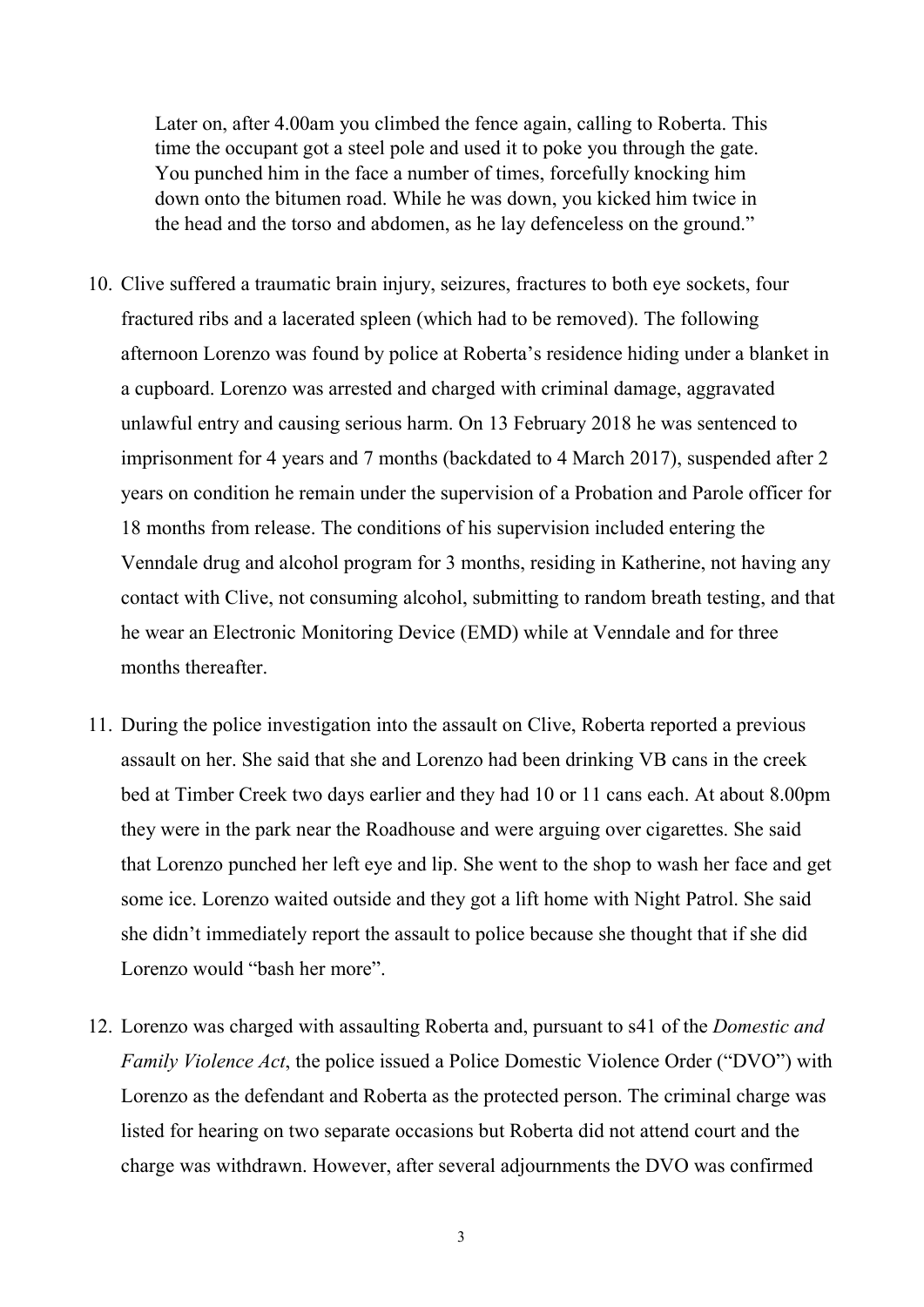> Later on, after 4.00am you climbed the fence again, calling to Roberta. This time the occupant got a steel pole and used it to poke you through the gate. You punched him in the face a number of times, forcefully knocking him down onto the bitumen road. While he was down, you kicked him twice in the head and the torso and abdomen, as he lay defenceless on the ground."

10. Clive suffered a traumatic brain injury, seizures, fractures to both eye sockets, four fractured ribs and a lacerated spleen (which had to be removed). The following afternoon Lorenzo was found by police at Roberta's residence hiding under a blanket in a cupboard. Lorenzo was arrested and charged with criminal damage, aggravated unlawful entry and causing serious harm. On 13 February 2018 he was sentenced to imprisonment for 4 years and 7 months (backdated to 4 March 2017), suspended after 2 years on condition he remain under the supervision of a Probation and Parole officer for 18 months from release. The conditions of his supervision included entering the Venndale drug and alcohol program for 3 months, residing in Katherine, not having any contact with Clive, not consuming alcohol, submitting to random breath testing, and that he wear an Electronic Monitoring Device (EMD) while at Venndale and for three months thereafter.

11. During the police investigation into the assault on Clive, Roberta reported a previous assault on her. She said that she and Lorenzo had been drinking VB cans in the creek bed at Timber Creek two days earlier and they had 10 or 11 cans each. At about 8.00pm they were in the park near the Roadhouse and were arguing over cigarettes. She said that Lorenzo punched her left eye and lip. She went to the shop to wash her face and get some ice. Lorenzo waited outside and they got a lift home with Night Patrol. She said she didn't immediately report the assault to police because she thought that if she did Lorenzo would "bash her more".

12. Lorenzo was charged with assaulting Roberta and, pursuant to s41 of the *Domestic and Family Violence Act*, the police issued a Police Domestic Violence Order ("DVO") with Lorenzo as the defendant and Roberta as the protected person. The criminal charge was listed for hearing on two separate occasions but Roberta did not attend court and the charge was withdrawn. However, after several adjournments the DVO was confirmed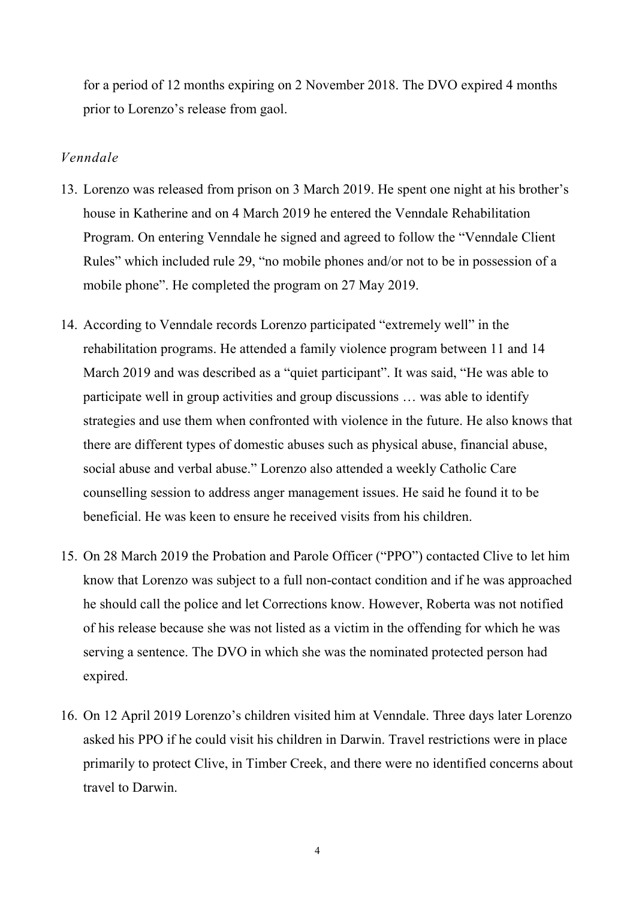for a period of 12 months expiring on 2 November 2018. The DVO expired 4 months prior to Lorenzo's release from gaol.

*Venndale*

13. Lorenzo was released from prison on 3 March 2019. He spent one night at his brother's house in Katherine and on 4 March 2019 he entered the Venndale Rehabilitation Program. On entering Venndale he signed and agreed to follow the "Venndale Client Rules" which included rule 29, "no mobile phones and/or not to be in possession of a mobile phone". He completed the program on 27 May 2019.

14. According to Venndale records Lorenzo participated "extremely well" in the rehabilitation programs. He attended a family violence program between 11 and 14 March 2019 and was described as a "quiet participant". It was said, "He was able to participate well in group activities and group discussions … was able to identify strategies and use them when confronted with violence in the future. He also knows that there are different types of domestic abuses such as physical abuse, financial abuse, social abuse and verbal abuse." Lorenzo also attended a weekly Catholic Care counselling session to address anger management issues. He said he found it to be beneficial. He was keen to ensure he received visits from his children.

15. On 28 March 2019 the Probation and Parole Officer ("PPO") contacted Clive to let him know that Lorenzo was subject to a full non-contact condition and if he was approached he should call the police and let Corrections know. However, Roberta was not notified of his release because she was not listed as a victim in the offending for which he was serving a sentence. The DVO in which she was the nominated protected person had expired.

16. On 12 April 2019 Lorenzo's children visited him at Venndale. Three days later Lorenzo asked his PPO if he could visit his children in Darwin. Travel restrictions were in place primarily to protect Clive, in Timber Creek, and there were no identified concerns about travel to Darwin.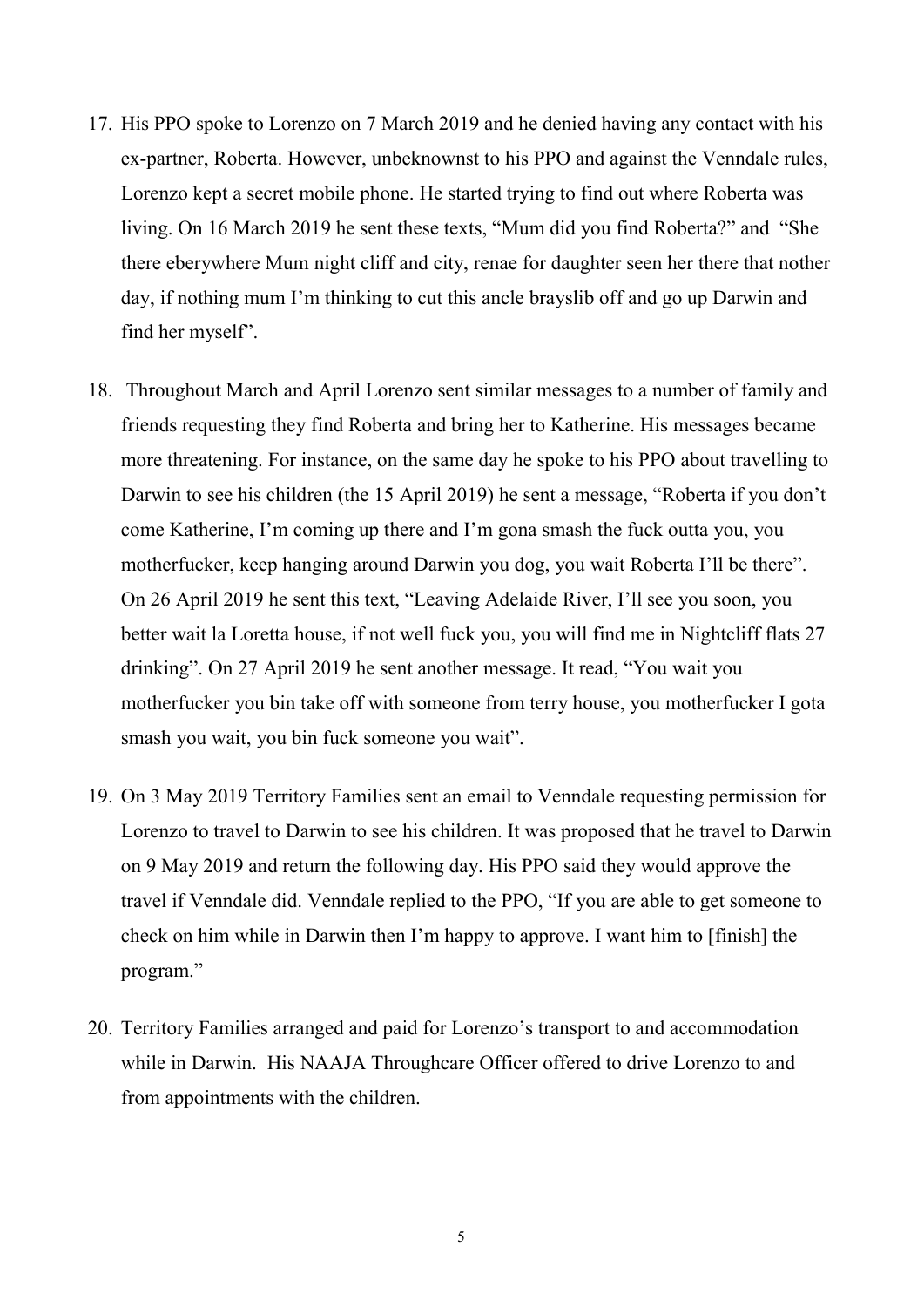17. His PPO spoke to Lorenzo on 7 March 2019 and he denied having any contact with his ex-partner, Roberta. However, unbeknownst to his PPO and against the Venndale rules, Lorenzo kept a secret mobile phone. He started trying to find out where Roberta was living. On 16 March 2019 he sent these texts, "Mum did you find Roberta?" and "She there eberywhere Mum night cliff and city, renae for daughter seen her there that nother day, if nothing mum I'm thinking to cut this ancle brayslib off and go up Darwin and find her myself".

18. Throughout March and April Lorenzo sent similar messages to a number of family and friends requesting they find Roberta and bring her to Katherine. His messages became more threatening. For instance, on the same day he spoke to his PPO about travelling to Darwin to see his children (the 15 April 2019) he sent a message, "Roberta if you don't come Katherine, I'm coming up there and I'm gona smash the fuck outta you, you motherfucker, keep hanging around Darwin you dog, you wait Roberta I'll be there". On 26 April 2019 he sent this text, "Leaving Adelaide River, I'll see you soon, you better wait la Loretta house, if not well fuck you, you will find me in Nightcliff flats 27 drinking". On 27 April 2019 he sent another message. It read, "You wait you motherfucker you bin take off with someone from terry house, you motherfucker I gota smash you wait, you bin fuck someone you wait".

19. On 3 May 2019 Territory Families sent an email to Venndale requesting permission for Lorenzo to travel to Darwin to see his children. It was proposed that he travel to Darwin on 9 May 2019 and return the following day. His PPO said they would approve the travel if Venndale did. Venndale replied to the PPO, "If you are able to get someone to check on him while in Darwin then I'm happy to approve. I want him to [finish] the program."

20. Territory Families arranged and paid for Lorenzo's transport to and accommodation while in Darwin. His NAAJA Throughcare Officer offered to drive Lorenzo to and from appointments with the children.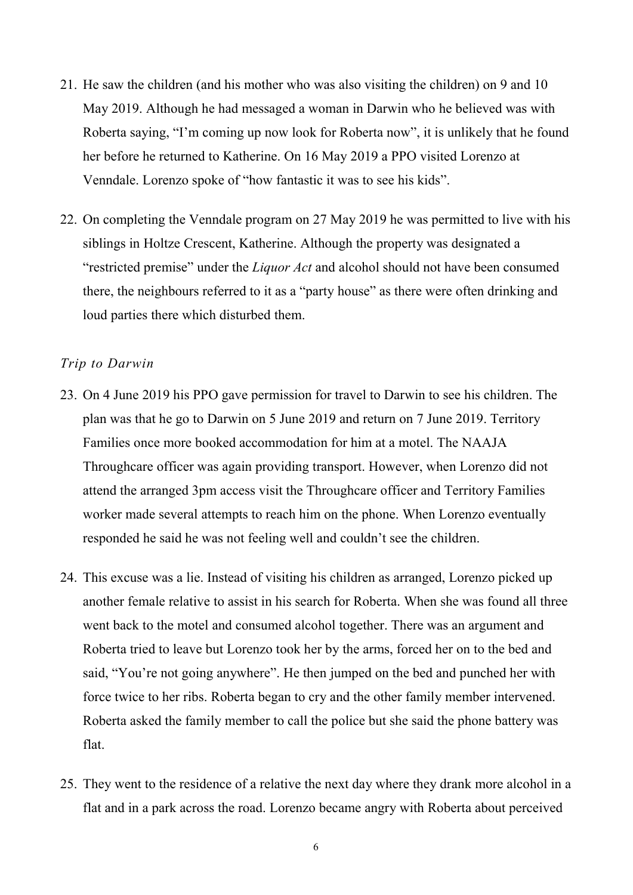21. He saw the children (and his mother who was also visiting the children) on 9 and 10 May 2019. Although he had messaged a woman in Darwin who he believed was with Roberta saying, "I'm coming up now look for Roberta now", it is unlikely that he found her before he returned to Katherine. On 16 May 2019 a PPO visited Lorenzo at Venndale. Lorenzo spoke of "how fantastic it was to see his kids".

22. On completing the Venndale program on 27 May 2019 he was permitted to live with his siblings in Holtze Crescent, Katherine. Although the property was designated a "restricted premise" under the *Liquor Act* and alcohol should not have been consumed there, the neighbours referred to it as a "party house" as there were often drinking and loud parties there which disturbed them.

*Trip to Darwin*

23. On 4 June 2019 his PPO gave permission for travel to Darwin to see his children. The plan was that he go to Darwin on 5 June 2019 and return on 7 June 2019. Territory Families once more booked accommodation for him at a motel. The NAAJA Throughcare officer was again providing transport. However, when Lorenzo did not attend the arranged 3pm access visit the Throughcare officer and Territory Families worker made several attempts to reach him on the phone. When Lorenzo eventually responded he said he was not feeling well and couldn't see the children.

24. This excuse was a lie. Instead of visiting his children as arranged, Lorenzo picked up another female relative to assist in his search for Roberta. When she was found all three went back to the motel and consumed alcohol together. There was an argument and Roberta tried to leave but Lorenzo took her by the arms, forced her on to the bed and said, "You're not going anywhere". He then jumped on the bed and punched her with force twice to her ribs. Roberta began to cry and the other family member intervened. Roberta asked the family member to call the police but she said the phone battery was flat.

25. They went to the residence of a relative the next day where they drank more alcohol in a flat and in a park across the road. Lorenzo became angry with Roberta about perceived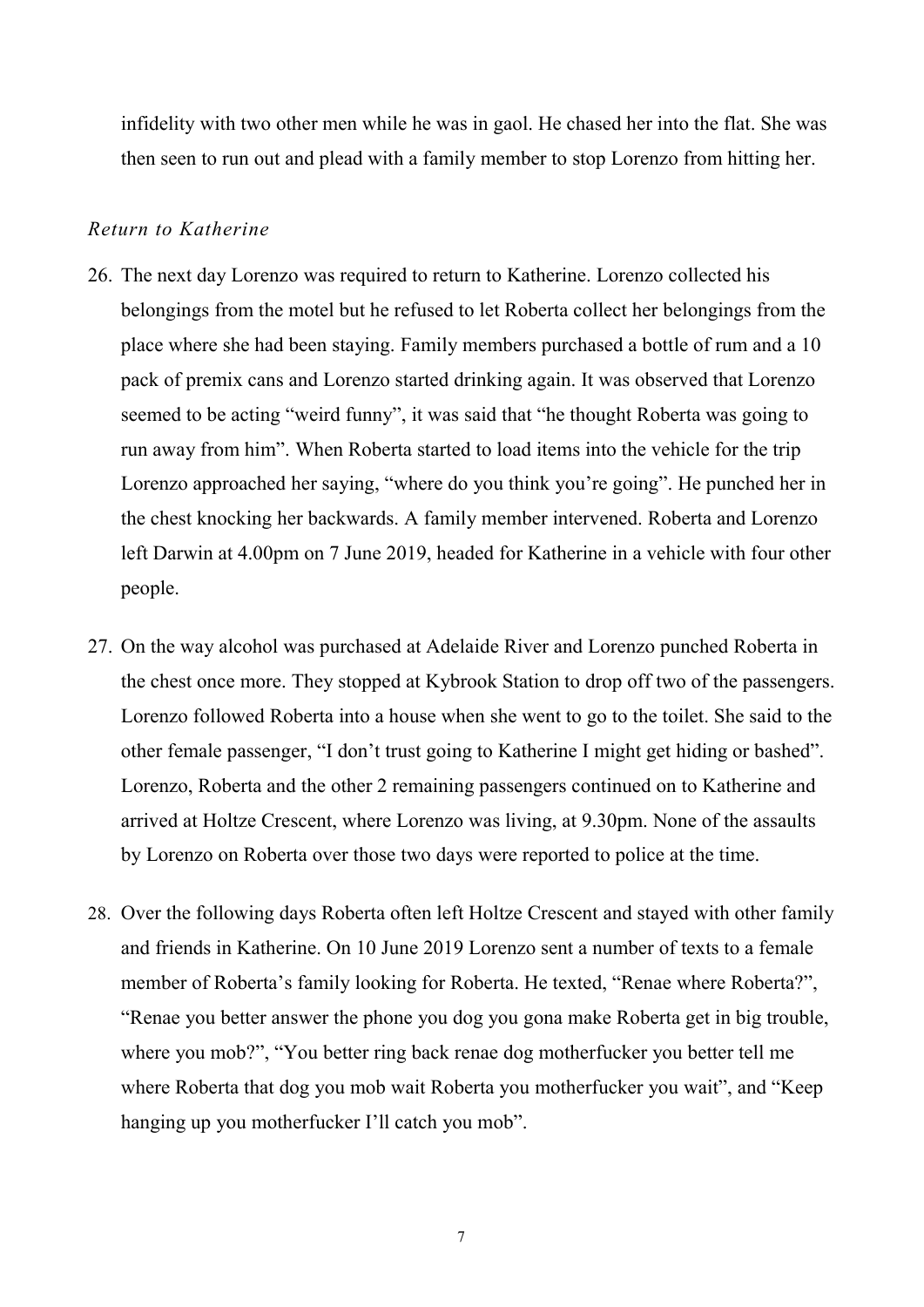infidelity with two other men while he was in gaol. He chased her into the flat. She was then seen to run out and plead with a family member to stop Lorenzo from hitting her.

### *Return to Katherine*

26. The next day Lorenzo was required to return to Katherine. Lorenzo collected his belongings from the motel but he refused to let Roberta collect her belongings from the place where she had been staying. Family members purchased a bottle of rum and a 10 pack of premix cans and Lorenzo started drinking again. It was observed that Lorenzo seemed to be acting "weird funny", it was said that "he thought Roberta was going to run away from him". When Roberta started to load items into the vehicle for the trip Lorenzo approached her saying, "where do you think you're going". He punched her in the chest knocking her backwards. A family member intervened. Roberta and Lorenzo left Darwin at 4.00pm on 7 June 2019, headed for Katherine in a vehicle with four other people.

27. On the way alcohol was purchased at Adelaide River and Lorenzo punched Roberta in the chest once more. They stopped at Kybrook Station to drop off two of the passengers. Lorenzo followed Roberta into a house when she went to go to the toilet. She said to the other female passenger, "I don't trust going to Katherine I might get hiding or bashed". Lorenzo, Roberta and the other 2 remaining passengers continued on to Katherine and arrived at Holtze Crescent, where Lorenzo was living, at 9.30pm. None of the assaults by Lorenzo on Roberta over those two days were reported to police at the time.

28. Over the following days Roberta often left Holtze Crescent and stayed with other family and friends in Katherine. On 10 June 2019 Lorenzo sent a number of texts to a female member of Roberta's family looking for Roberta. He texted, "Renae where Roberta?", "Renae you better answer the phone you dog you gona make Roberta get in big trouble, where you mob?", "You better ring back renae dog motherfucker you better tell me where Roberta that dog you mob wait Roberta you motherfucker you wait", and "Keep hanging up you motherfucker I'll catch you mob".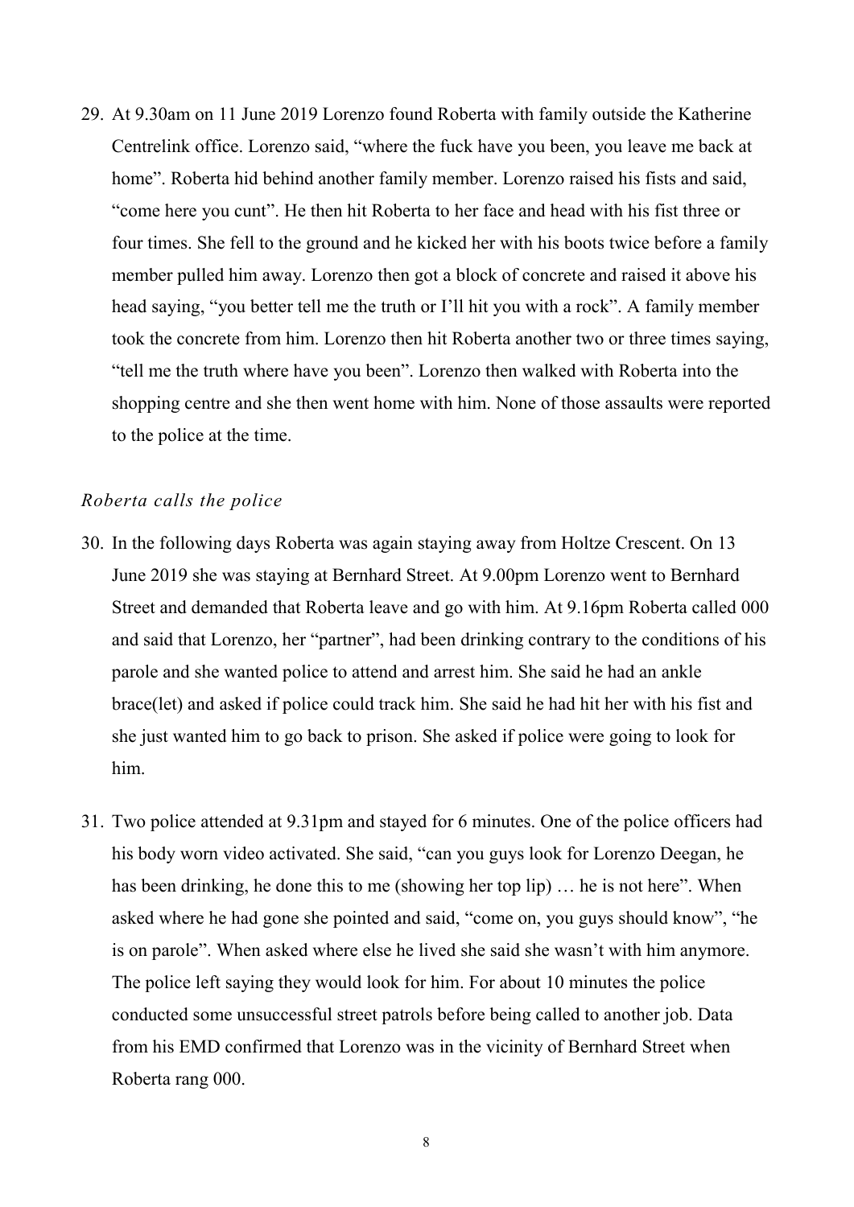29. At 9.30am on 11 June 2019 Lorenzo found Roberta with family outside the Katherine Centrelink office. Lorenzo said, "where the fuck have you been, you leave me back at home". Roberta hid behind another family member. Lorenzo raised his fists and said, "come here you cunt". He then hit Roberta to her face and head with his fist three or four times. She fell to the ground and he kicked her with his boots twice before a family member pulled him away. Lorenzo then got a block of concrete and raised it above his head saying, "you better tell me the truth or I'll hit you with a rock". A family member took the concrete from him. Lorenzo then hit Roberta another two or three times saying, "tell me the truth where have you been". Lorenzo then walked with Roberta into the shopping centre and she then went home with him. None of those assaults were reported to the police at the time.

*Roberta calls the police*

30. In the following days Roberta was again staying away from Holtze Crescent. On 13 June 2019 she was staying at Bernhard Street. At 9.00pm Lorenzo went to Bernhard Street and demanded that Roberta leave and go with him. At 9.16pm Roberta called 000 and said that Lorenzo, her "partner", had been drinking contrary to the conditions of his parole and she wanted police to attend and arrest him. She said he had an ankle brace(let) and asked if police could track him. She said he had hit her with his fist and she just wanted him to go back to prison. She asked if police were going to look for him.

31. Two police attended at 9.31pm and stayed for 6 minutes. One of the police officers had his body worn video activated. She said, "can you guys look for Lorenzo Deegan, he has been drinking, he done this to me (showing her top lip) … he is not here". When asked where he had gone she pointed and said, "come on, you guys should know", "he is on parole". When asked where else he lived she said she wasn't with him anymore. The police left saying they would look for him. For about 10 minutes the police conducted some unsuccessful street patrols before being called to another job. Data from his EMD confirmed that Lorenzo was in the vicinity of Bernhard Street when Roberta rang 000.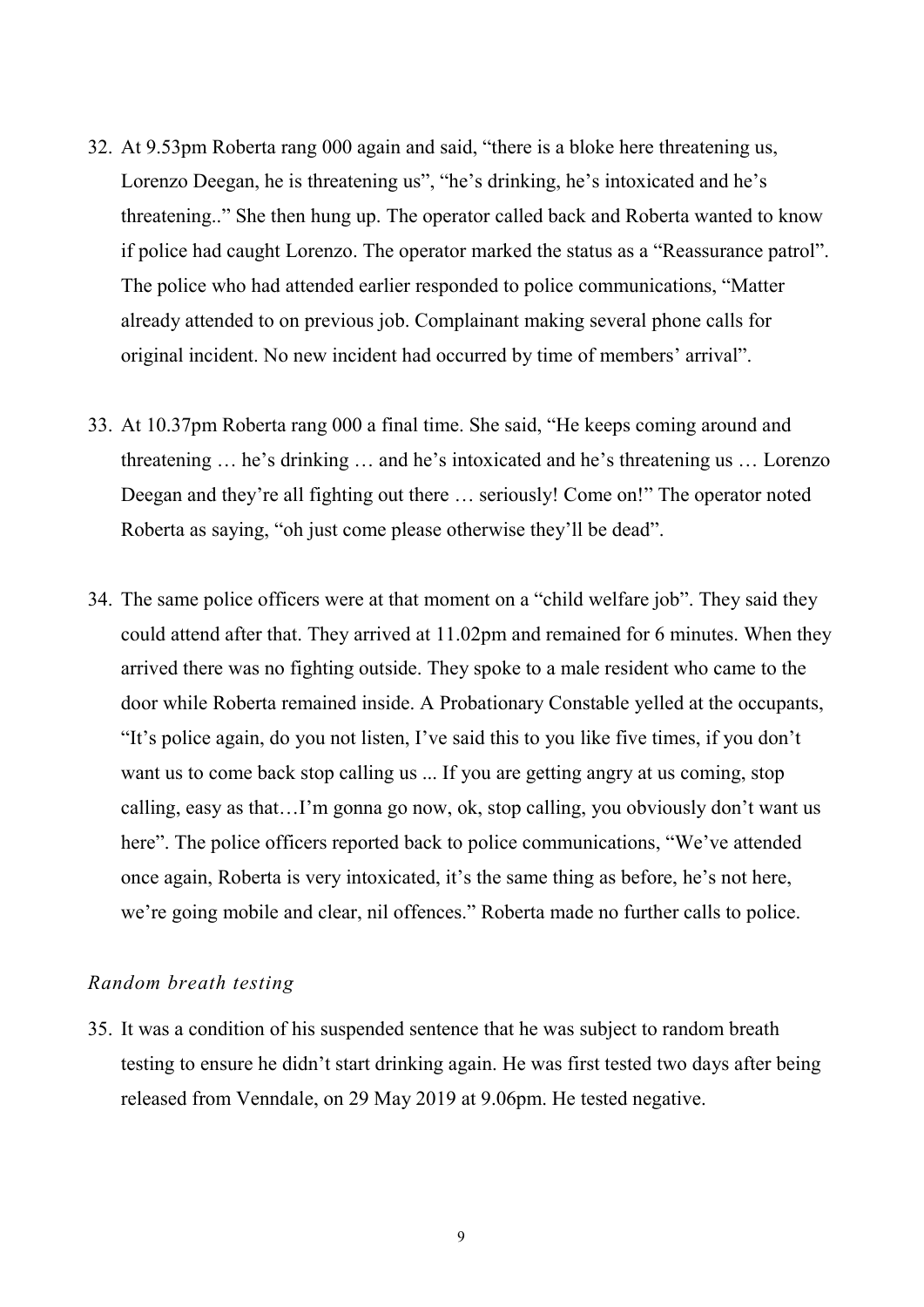32. At 9.53pm Roberta rang 000 again and said, "there is a bloke here threatening us, Lorenzo Deegan, he is threatening us", "he's drinking, he's intoxicated and he's threatening.." She then hung up. The operator called back and Roberta wanted to know if police had caught Lorenzo. The operator marked the status as a "Reassurance patrol". The police who had attended earlier responded to police communications, "Matter already attended to on previous job. Complainant making several phone calls for original incident. No new incident had occurred by time of members' arrival".

33. At 10.37pm Roberta rang 000 a final time. She said, "He keeps coming around and threatening … he's drinking … and he's intoxicated and he's threatening us … Lorenzo Deegan and they're all fighting out there … seriously! Come on!" The operator noted Roberta as saying, "oh just come please otherwise they'll be dead".

34. The same police officers were at that moment on a "child welfare job". They said they could attend after that. They arrived at 11.02pm and remained for 6 minutes. When they arrived there was no fighting outside. They spoke to a male resident who came to the door while Roberta remained inside. A Probationary Constable yelled at the occupants, "It's police again, do you not listen, I've said this to you like five times, if you don't want us to come back stop calling us ... If you are getting angry at us coming, stop calling, easy as that…I'm gonna go now, ok, stop calling, you obviously don't want us here". The police officers reported back to police communications, "We've attended once again, Roberta is very intoxicated, it's the same thing as before, he's not here, we're going mobile and clear, nil offences." Roberta made no further calls to police.

*Random breath testing*

35. It was a condition of his suspended sentence that he was subject to random breath testing to ensure he didn't start drinking again. He was first tested two days after being released from Venndale, on 29 May 2019 at 9.06pm. He tested negative.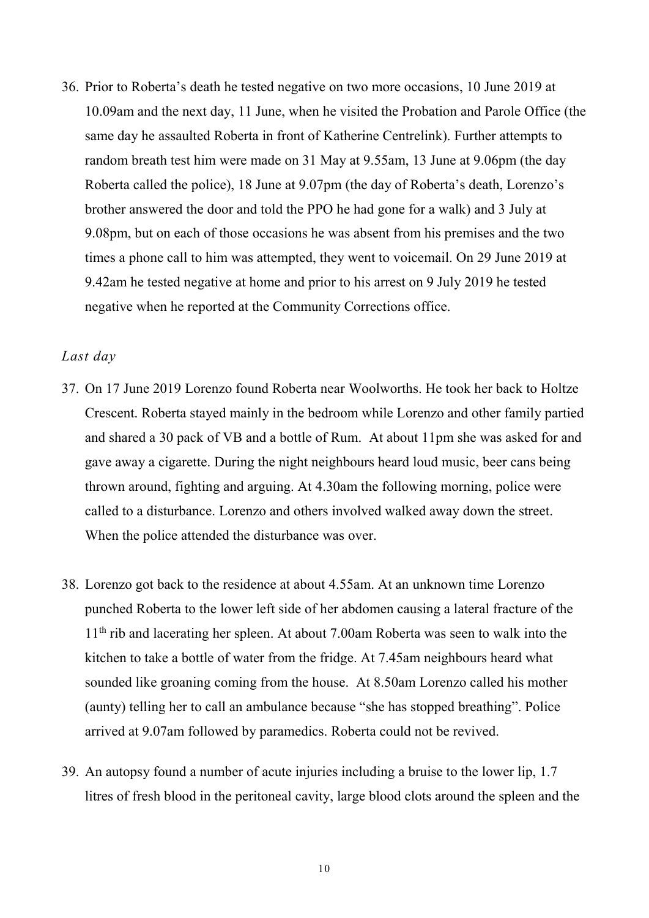36. Prior to Roberta's death he tested negative on two more occasions, 10 June 2019 at 10.09am and the next day, 11 June, when he visited the Probation and Parole Office (the same day he assaulted Roberta in front of Katherine Centrelink). Further attempts to random breath test him were made on 31 May at 9.55am, 13 June at 9.06pm (the day Roberta called the police), 18 June at 9.07pm (the day of Roberta's death, Lorenzo's brother answered the door and told the PPO he had gone for a walk) and 3 July at 9.08pm, but on each of those occasions he was absent from his premises and the two times a phone call to him was attempted, they went to voicemail. On 29 June 2019 at 9.42am he tested negative at home and prior to his arrest on 9 July 2019 he tested negative when he reported at the Community Corrections office.

*Last day*

37. On 17 June 2019 Lorenzo found Roberta near Woolworths. He took her back to Holtze Crescent. Roberta stayed mainly in the bedroom while Lorenzo and other family partied and shared a 30 pack of VB and a bottle of Rum. At about 11pm she was asked for and gave away a cigarette. During the night neighbours heard loud music, beer cans being thrown around, fighting and arguing. At 4.30am the following morning, police were called to a disturbance. Lorenzo and others involved walked away down the street. When the police attended the disturbance was over.

38. Lorenzo got back to the residence at about 4.55am. At an unknown time Lorenzo punched Roberta to the lower left side of her abdomen causing a lateral fracture of the 11th rib and lacerating her spleen. At about 7.00am Roberta was seen to walk into the kitchen to take a bottle of water from the fridge. At 7.45am neighbours heard what sounded like groaning coming from the house. At 8.50am Lorenzo called his mother (aunty) telling her to call an ambulance because "she has stopped breathing". Police arrived at 9.07am followed by paramedics. Roberta could not be revived.

39. An autopsy found a number of acute injuries including a bruise to the lower lip, 1.7 litres of fresh blood in the peritoneal cavity, large blood clots around the spleen and the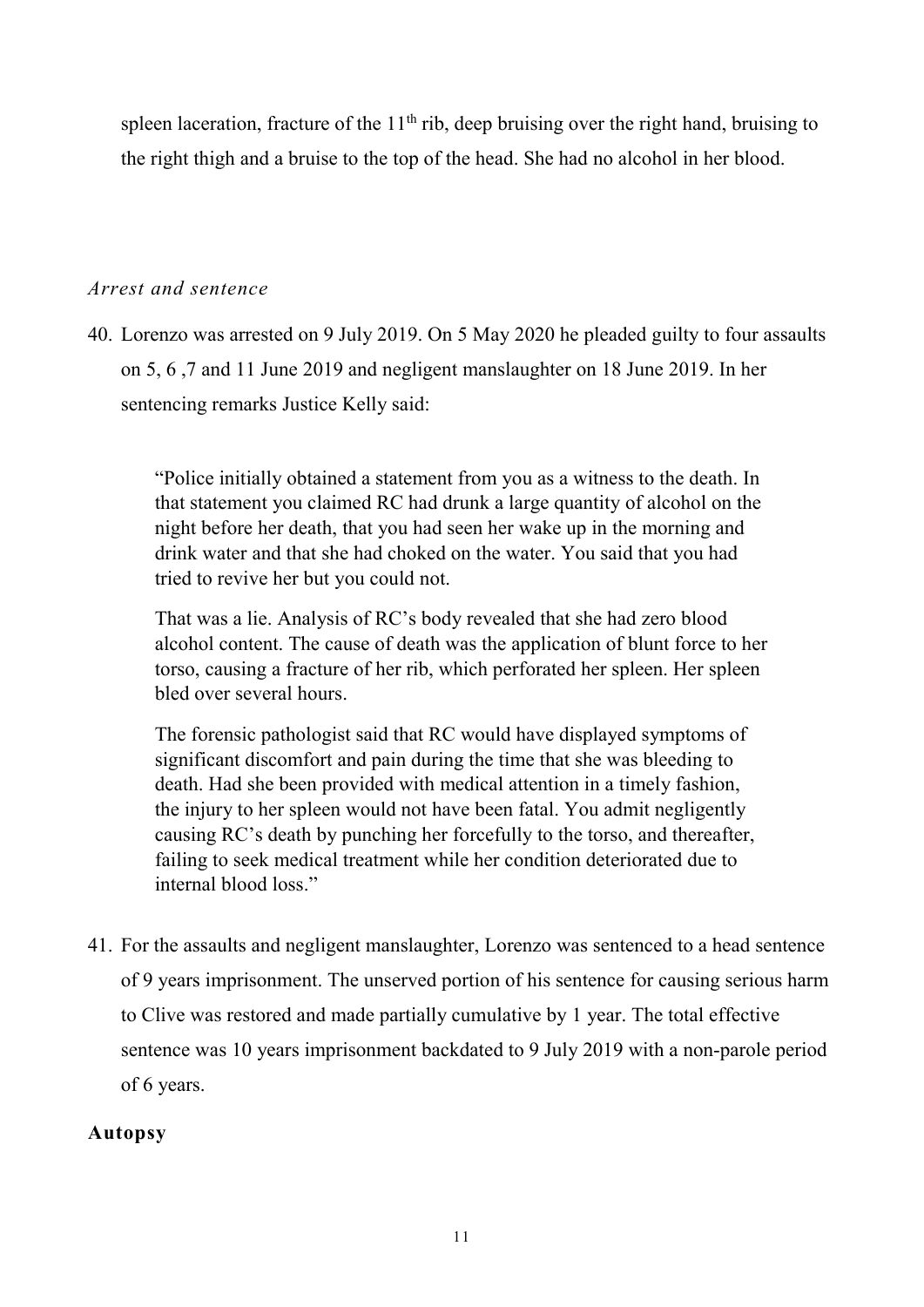spleen laceration, fracture of the 11th rib, deep bruising over the right hand, bruising to the right thigh and a bruise to the top of the head. She had no alcohol in her blood.

### *Arrest and sentence*

40. Lorenzo was arrested on 9 July 2019. On 5 May 2020 he pleaded guilty to four assaults on 5, 6 ,7 and 11 June 2019 and negligent manslaughter on 18 June 2019. In her sentencing remarks Justice Kelly said:

> "Police initially obtained a statement from you as a witness to the death. In that statement you claimed RC had drunk a large quantity of alcohol on the night before her death, that you had seen her wake up in the morning and drink water and that she had choked on the water. You said that you had tried to revive her but you could not.
>
> That was a lie. Analysis of RC's body revealed that she had zero blood alcohol content. The cause of death was the application of blunt force to her torso, causing a fracture of her rib, which perforated her spleen. Her spleen bled over several hours.
>
> The forensic pathologist said that RC would have displayed symptoms of significant discomfort and pain during the time that she was bleeding to death. Had she been provided with medical attention in a timely fashion, the injury to her spleen would not have been fatal. You admit negligently causing RC's death by punching her forcefully to the torso, and thereafter, failing to seek medical treatment while her condition deteriorated due to internal blood loss."

41. For the assaults and negligent manslaughter, Lorenzo was sentenced to a head sentence of 9 years imprisonment. The unserved portion of his sentence for causing serious harm to Clive was restored and made partially cumulative by 1 year. The total effective sentence was 10 years imprisonment backdated to 9 July 2019 with a non-parole period of 6 years.

## **Autopsy**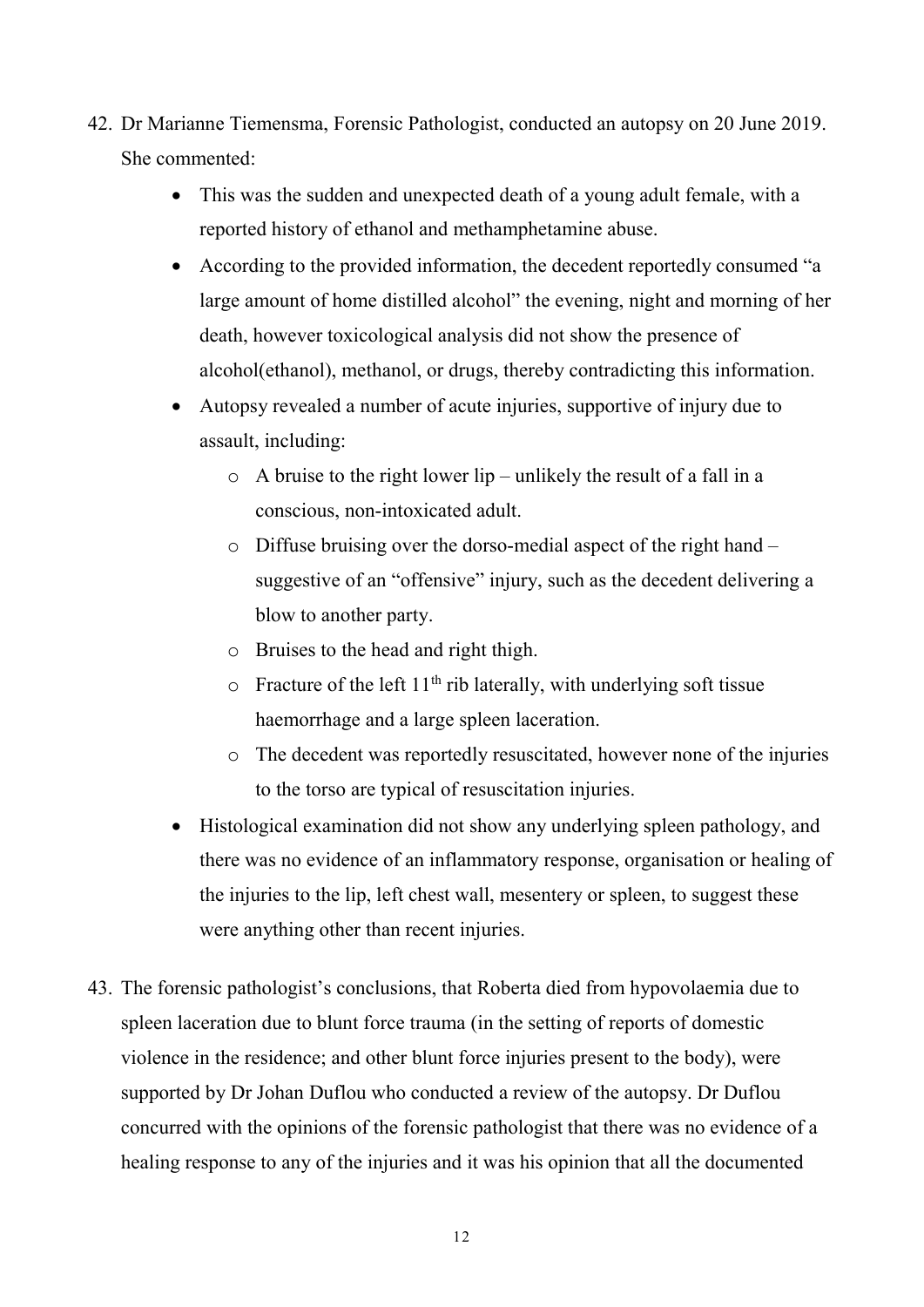42. Dr Marianne Tiemensma, Forensic Pathologist, conducted an autopsy on 20 June 2019. She commented:

    - This was the sudden and unexpected death of a young adult female, with a reported history of ethanol and methamphetamine abuse.
    - According to the provided information, the decedent reportedly consumed "a large amount of home distilled alcohol" the evening, night and morning of her death, however toxicological analysis did not show the presence of alcohol(ethanol), methanol, or drugs, thereby contradicting this information.
    - Autopsy revealed a number of acute injuries, supportive of injury due to assault, including:
        - A bruise to the right lower lip – unlikely the result of a fall in a conscious, non-intoxicated adult.
        - Diffuse bruising over the dorso-medial aspect of the right hand – suggestive of an "offensive" injury, such as the decedent delivering a blow to another party.
        - Bruises to the head and right thigh.
        - Fracture of the left 11th rib laterally, with underlying soft tissue haemorrhage and a large spleen laceration.
        - The decedent was reportedly resuscitated, however none of the injuries to the torso are typical of resuscitation injuries.
    - Histological examination did not show any underlying spleen pathology, and there was no evidence of an inflammatory response, organisation or healing of the injuries to the lip, left chest wall, mesentery or spleen, to suggest these were anything other than recent injuries.

43. The forensic pathologist's conclusions, that Roberta died from hypovolaemia due to spleen laceration due to blunt force trauma (in the setting of reports of domestic violence in the residence; and other blunt force injuries present to the body), were supported by Dr Johan Duflou who conducted a review of the autopsy. Dr Duflou concurred with the opinions of the forensic pathologist that there was no evidence of a healing response to any of the injuries and it was his opinion that all the documented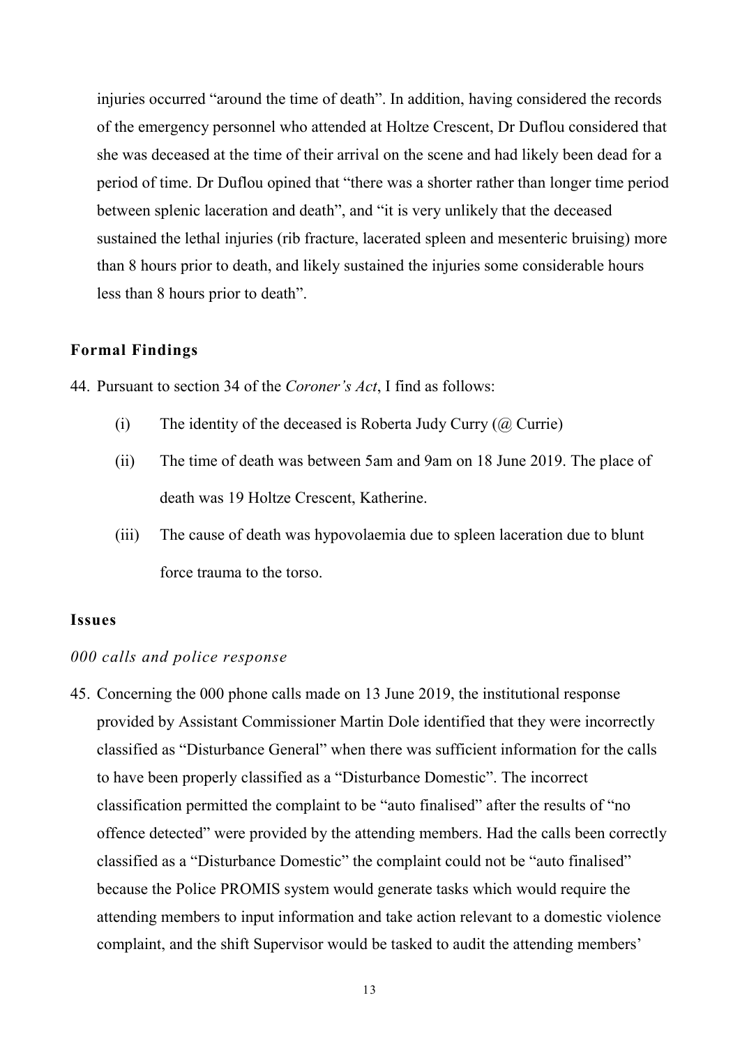injuries occurred "around the time of death". In addition, having considered the records of the emergency personnel who attended at Holtze Crescent, Dr Duflou considered that she was deceased at the time of their arrival on the scene and had likely been dead for a period of time. Dr Duflou opined that "there was a shorter rather than longer time period between splenic laceration and death", and "it is very unlikely that the deceased sustained the lethal injuries (rib fracture, lacerated spleen and mesenteric bruising) more than 8 hours prior to death, and likely sustained the injuries some considerable hours less than 8 hours prior to death".

### Formal Findings

44. Pursuant to section 34 of the *Coroner's Act*, I find as follows:

    (i) The identity of the deceased is Roberta Judy Curry (@ Currie)

    (ii) The time of death was between 5am and 9am on 18 June 2019. The place of death was 19 Holtze Crescent, Katherine.

    (iii) The cause of death was hypovolaemia due to spleen laceration due to blunt force trauma to the torso.

### Issues

#### *000 calls and police response*

45. Concerning the 000 phone calls made on 13 June 2019, the institutional response provided by Assistant Commissioner Martin Dole identified that they were incorrectly classified as "Disturbance General" when there was sufficient information for the calls to have been properly classified as a "Disturbance Domestic". The incorrect classification permitted the complaint to be "auto finalised" after the results of "no offence detected" were provided by the attending members. Had the calls been correctly classified as a "Disturbance Domestic" the complaint could not be "auto finalised" because the Police PROMIS system would generate tasks which would require the attending members to input information and take action relevant to a domestic violence complaint, and the shift Supervisor would be tasked to audit the attending members'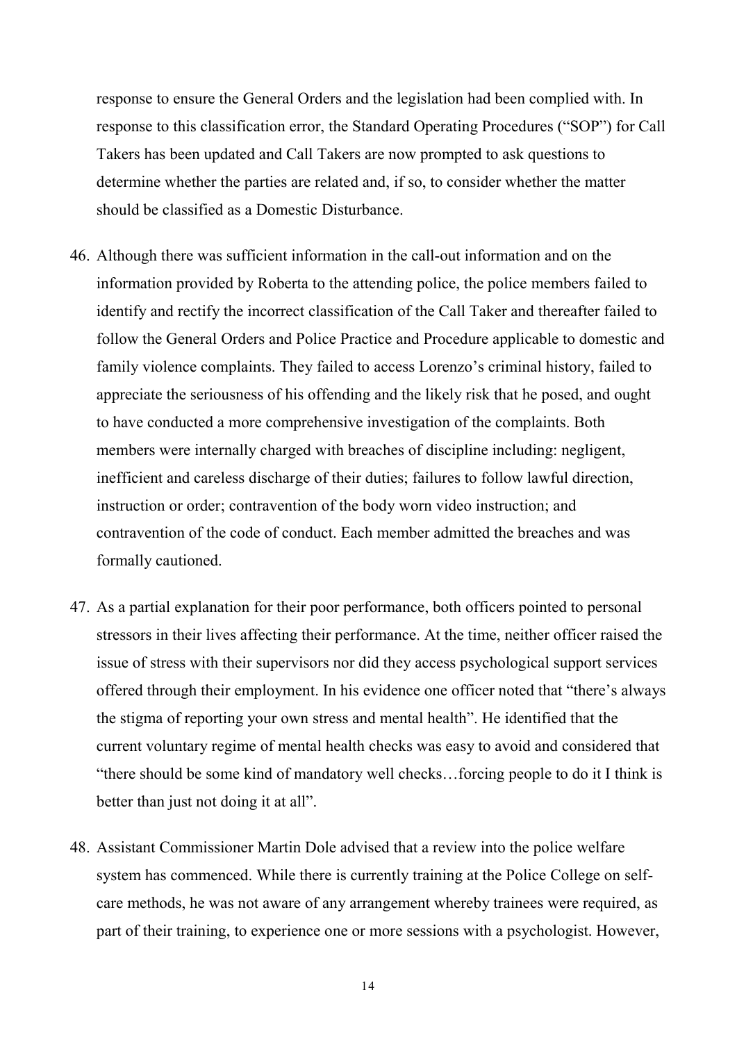response to ensure the General Orders and the legislation had been complied with. In response to this classification error, the Standard Operating Procedures ("SOP") for Call Takers has been updated and Call Takers are now prompted to ask questions to determine whether the parties are related and, if so, to consider whether the matter should be classified as a Domestic Disturbance.

46. Although there was sufficient information in the call-out information and on the information provided by Roberta to the attending police, the police members failed to identify and rectify the incorrect classification of the Call Taker and thereafter failed to follow the General Orders and Police Practice and Procedure applicable to domestic and family violence complaints. They failed to access Lorenzo's criminal history, failed to appreciate the seriousness of his offending and the likely risk that he posed, and ought to have conducted a more comprehensive investigation of the complaints. Both members were internally charged with breaches of discipline including: negligent, inefficient and careless discharge of their duties; failures to follow lawful direction, instruction or order; contravention of the body worn video instruction; and contravention of the code of conduct. Each member admitted the breaches and was formally cautioned.

47. As a partial explanation for their poor performance, both officers pointed to personal stressors in their lives affecting their performance. At the time, neither officer raised the issue of stress with their supervisors nor did they access psychological support services offered through their employment. In his evidence one officer noted that "there's always the stigma of reporting your own stress and mental health". He identified that the current voluntary regime of mental health checks was easy to avoid and considered that "there should be some kind of mandatory well checks…forcing people to do it I think is better than just not doing it at all".

48. Assistant Commissioner Martin Dole advised that a review into the police welfare system has commenced. While there is currently training at the Police College on self-care methods, he was not aware of any arrangement whereby trainees were required, as part of their training, to experience one or more sessions with a psychologist. However,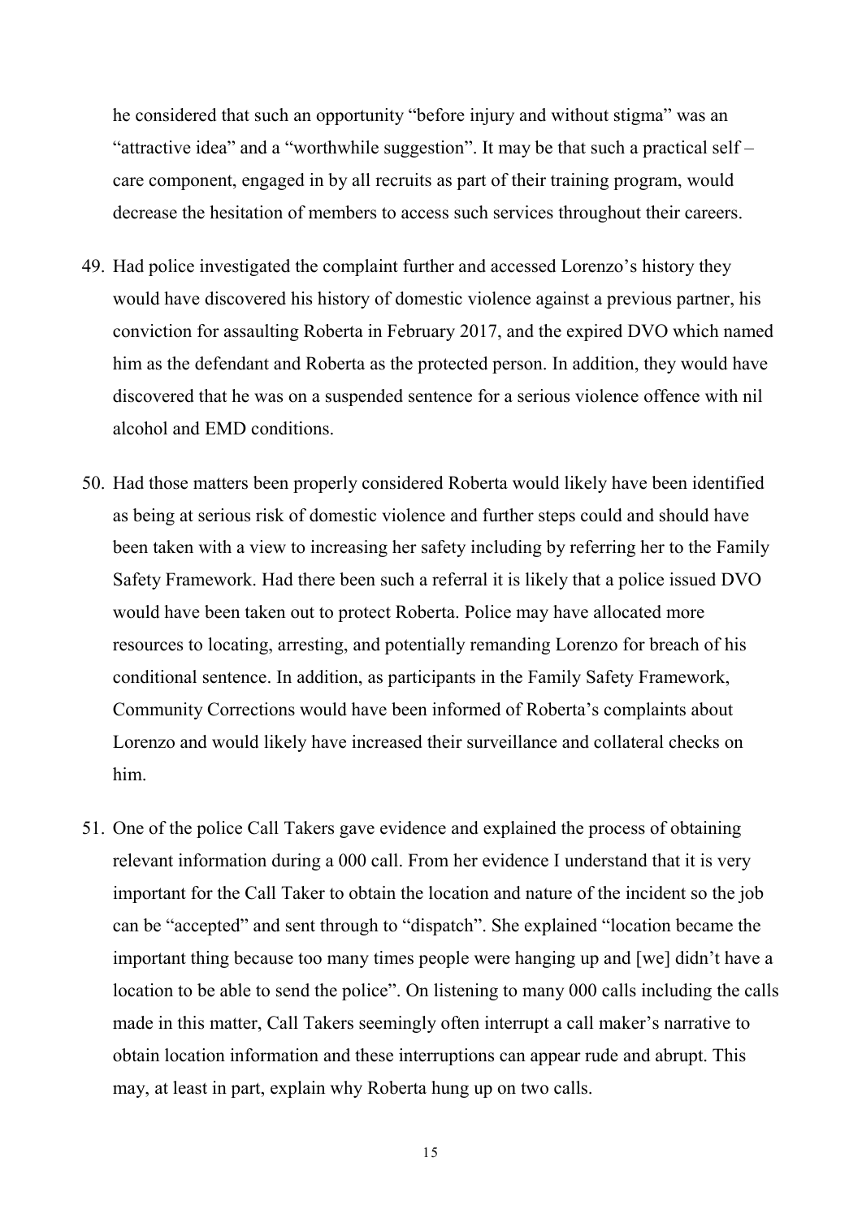he considered that such an opportunity "before injury and without stigma" was an "attractive idea" and a "worthwhile suggestion". It may be that such a practical self – care component, engaged in by all recruits as part of their training program, would decrease the hesitation of members to access such services throughout their careers.

49. Had police investigated the complaint further and accessed Lorenzo's history they would have discovered his history of domestic violence against a previous partner, his conviction for assaulting Roberta in February 2017, and the expired DVO which named him as the defendant and Roberta as the protected person. In addition, they would have discovered that he was on a suspended sentence for a serious violence offence with nil alcohol and EMD conditions.

50. Had those matters been properly considered Roberta would likely have been identified as being at serious risk of domestic violence and further steps could and should have been taken with a view to increasing her safety including by referring her to the Family Safety Framework. Had there been such a referral it is likely that a police issued DVO would have been taken out to protect Roberta. Police may have allocated more resources to locating, arresting, and potentially remanding Lorenzo for breach of his conditional sentence. In addition, as participants in the Family Safety Framework, Community Corrections would have been informed of Roberta's complaints about Lorenzo and would likely have increased their surveillance and collateral checks on him.

51. One of the police Call Takers gave evidence and explained the process of obtaining relevant information during a 000 call. From her evidence I understand that it is very important for the Call Taker to obtain the location and nature of the incident so the job can be "accepted" and sent through to "dispatch". She explained "location became the important thing because too many times people were hanging up and [we] didn't have a location to be able to send the police". On listening to many 000 calls including the calls made in this matter, Call Takers seemingly often interrupt a call maker's narrative to obtain location information and these interruptions can appear rude and abrupt. This may, at least in part, explain why Roberta hung up on two calls.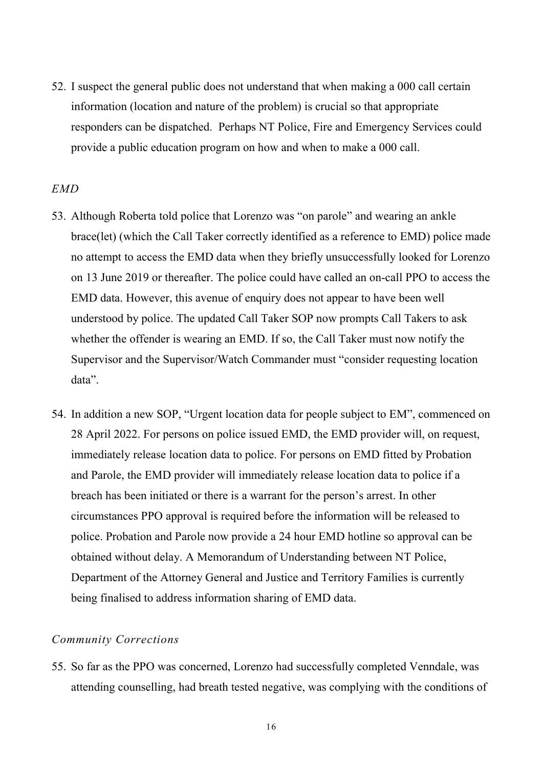52. I suspect the general public does not understand that when making a 000 call certain information (location and nature of the problem) is crucial so that appropriate responders can be dispatched. Perhaps NT Police, Fire and Emergency Services could provide a public education program on how and when to make a 000 call.

*EMD*

53. Although Roberta told police that Lorenzo was "on parole" and wearing an ankle brace(let) (which the Call Taker correctly identified as a reference to EMD) police made no attempt to access the EMD data when they briefly unsuccessfully looked for Lorenzo on 13 June 2019 or thereafter. The police could have called an on-call PPO to access the EMD data. However, this avenue of enquiry does not appear to have been well understood by police. The updated Call Taker SOP now prompts Call Takers to ask whether the offender is wearing an EMD. If so, the Call Taker must now notify the Supervisor and the Supervisor/Watch Commander must "consider requesting location data".

54. In addition a new SOP, "Urgent location data for people subject to EM", commenced on 28 April 2022. For persons on police issued EMD, the EMD provider will, on request, immediately release location data to police. For persons on EMD fitted by Probation and Parole, the EMD provider will immediately release location data to police if a breach has been initiated or there is a warrant for the person's arrest. In other circumstances PPO approval is required before the information will be released to police. Probation and Parole now provide a 24 hour EMD hotline so approval can be obtained without delay. A Memorandum of Understanding between NT Police, Department of the Attorney General and Justice and Territory Families is currently being finalised to address information sharing of EMD data.

*Community Corrections*

55. So far as the PPO was concerned, Lorenzo had successfully completed Venndale, was attending counselling, had breath tested negative, was complying with the conditions of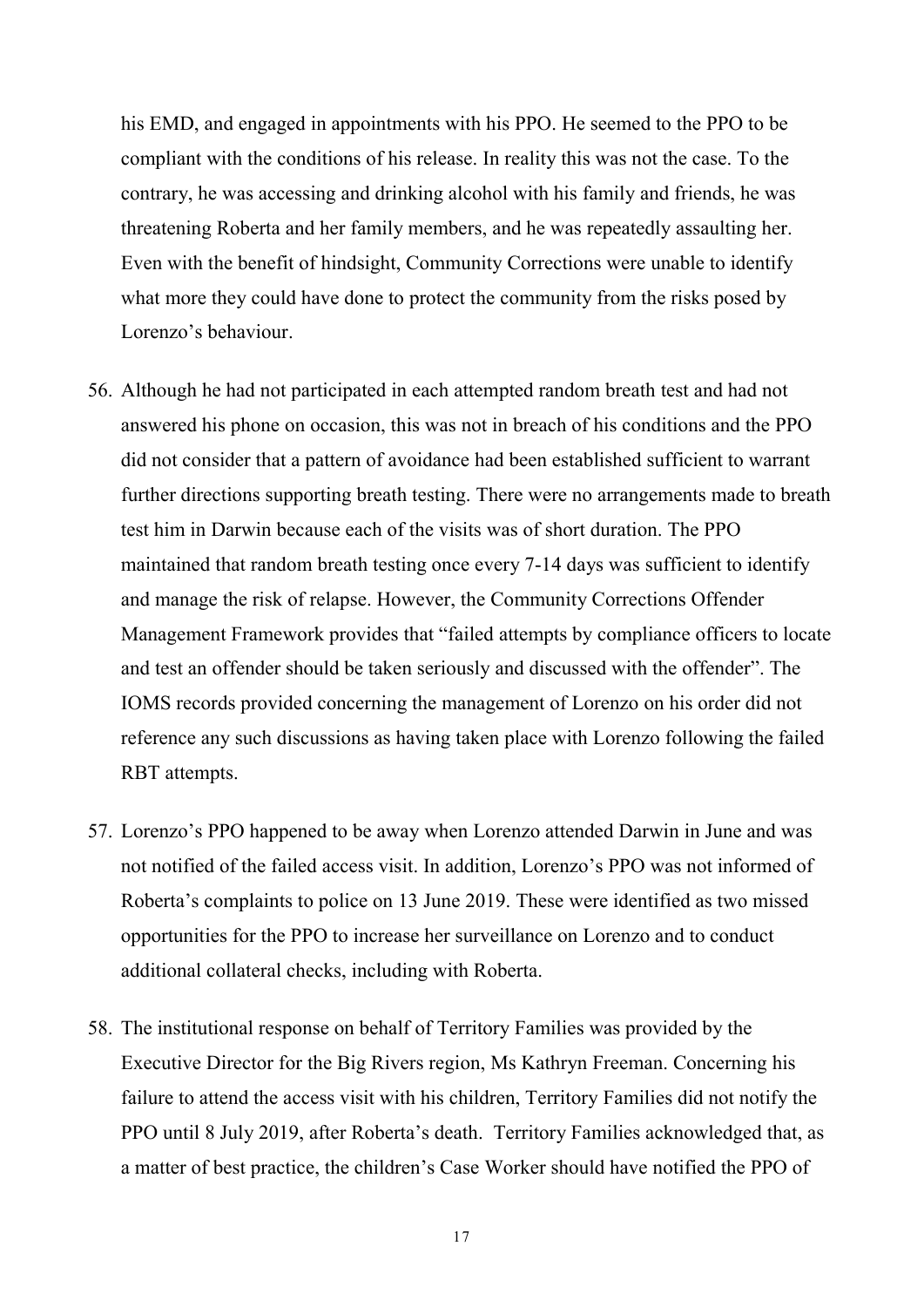his EMD, and engaged in appointments with his PPO. He seemed to the PPO to be compliant with the conditions of his release. In reality this was not the case. To the contrary, he was accessing and drinking alcohol with his family and friends, he was threatening Roberta and her family members, and he was repeatedly assaulting her. Even with the benefit of hindsight, Community Corrections were unable to identify what more they could have done to protect the community from the risks posed by Lorenzo's behaviour.

56. Although he had not participated in each attempted random breath test and had not answered his phone on occasion, this was not in breach of his conditions and the PPO did not consider that a pattern of avoidance had been established sufficient to warrant further directions supporting breath testing. There were no arrangements made to breath test him in Darwin because each of the visits was of short duration. The PPO maintained that random breath testing once every 7-14 days was sufficient to identify and manage the risk of relapse. However, the Community Corrections Offender Management Framework provides that "failed attempts by compliance officers to locate and test an offender should be taken seriously and discussed with the offender". The IOMS records provided concerning the management of Lorenzo on his order did not reference any such discussions as having taken place with Lorenzo following the failed RBT attempts.

57. Lorenzo's PPO happened to be away when Lorenzo attended Darwin in June and was not notified of the failed access visit. In addition, Lorenzo's PPO was not informed of Roberta's complaints to police on 13 June 2019. These were identified as two missed opportunities for the PPO to increase her surveillance on Lorenzo and to conduct additional collateral checks, including with Roberta.

58. The institutional response on behalf of Territory Families was provided by the Executive Director for the Big Rivers region, Ms Kathryn Freeman. Concerning his failure to attend the access visit with his children, Territory Families did not notify the PPO until 8 July 2019, after Roberta's death. Territory Families acknowledged that, as a matter of best practice, the children's Case Worker should have notified the PPO of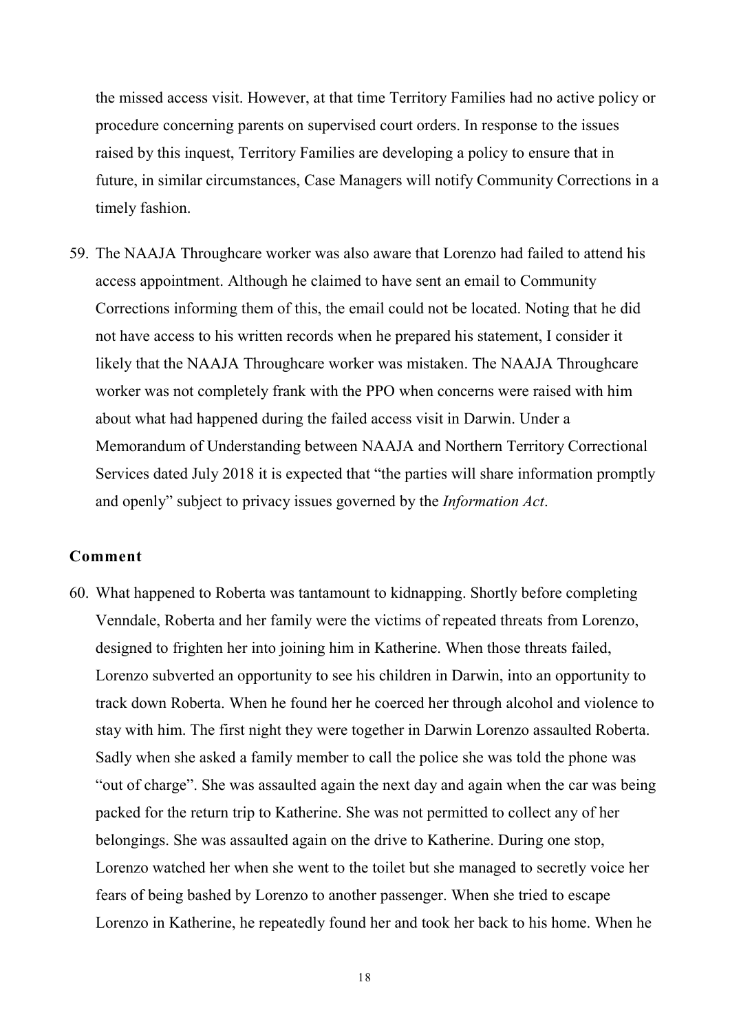the missed access visit. However, at that time Territory Families had no active policy or procedure concerning parents on supervised court orders. In response to the issues raised by this inquest, Territory Families are developing a policy to ensure that in future, in similar circumstances, Case Managers will notify Community Corrections in a timely fashion.

59. The NAAJA Throughcare worker was also aware that Lorenzo had failed to attend his access appointment. Although he claimed to have sent an email to Community Corrections informing them of this, the email could not be located. Noting that he did not have access to his written records when he prepared his statement, I consider it likely that the NAAJA Throughcare worker was mistaken. The NAAJA Throughcare worker was not completely frank with the PPO when concerns were raised with him about what had happened during the failed access visit in Darwin. Under a Memorandum of Understanding between NAAJA and Northern Territory Correctional Services dated July 2018 it is expected that "the parties will share information promptly and openly" subject to privacy issues governed by the *Information Act*.

### Comment

60. What happened to Roberta was tantamount to kidnapping. Shortly before completing Venndale, Roberta and her family were the victims of repeated threats from Lorenzo, designed to frighten her into joining him in Katherine. When those threats failed, Lorenzo subverted an opportunity to see his children in Darwin, into an opportunity to track down Roberta. When he found her he coerced her through alcohol and violence to stay with him. The first night they were together in Darwin Lorenzo assaulted Roberta. Sadly when she asked a family member to call the police she was told the phone was "out of charge". She was assaulted again the next day and again when the car was being packed for the return trip to Katherine. She was not permitted to collect any of her belongings. She was assaulted again on the drive to Katherine. During one stop, Lorenzo watched her when she went to the toilet but she managed to secretly voice her fears of being bashed by Lorenzo to another passenger. When she tried to escape Lorenzo in Katherine, he repeatedly found her and took her back to his home. When he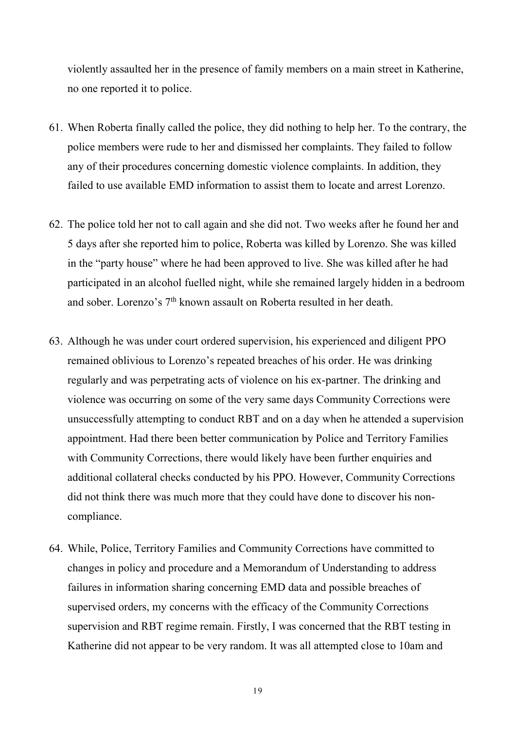violently assaulted her in the presence of family members on a main street in Katherine, no one reported it to police.

61. When Roberta finally called the police, they did nothing to help her. To the contrary, the police members were rude to her and dismissed her complaints. They failed to follow any of their procedures concerning domestic violence complaints. In addition, they failed to use available EMD information to assist them to locate and arrest Lorenzo.

62. The police told her not to call again and she did not. Two weeks after he found her and 5 days after she reported him to police, Roberta was killed by Lorenzo. She was killed in the "party house" where he had been approved to live. She was killed after he had participated in an alcohol fuelled night, while she remained largely hidden in a bedroom and sober. Lorenzo's 7th known assault on Roberta resulted in her death.

63. Although he was under court ordered supervision, his experienced and diligent PPO remained oblivious to Lorenzo's repeated breaches of his order. He was drinking regularly and was perpetrating acts of violence on his ex-partner. The drinking and violence was occurring on some of the very same days Community Corrections were unsuccessfully attempting to conduct RBT and on a day when he attended a supervision appointment. Had there been better communication by Police and Territory Families with Community Corrections, there would likely have been further enquiries and additional collateral checks conducted by his PPO. However, Community Corrections did not think there was much more that they could have done to discover his non-compliance.

64. While, Police, Territory Families and Community Corrections have committed to changes in policy and procedure and a Memorandum of Understanding to address failures in information sharing concerning EMD data and possible breaches of supervised orders, my concerns with the efficacy of the Community Corrections supervision and RBT regime remain. Firstly, I was concerned that the RBT testing in Katherine did not appear to be very random. It was all attempted close to 10am and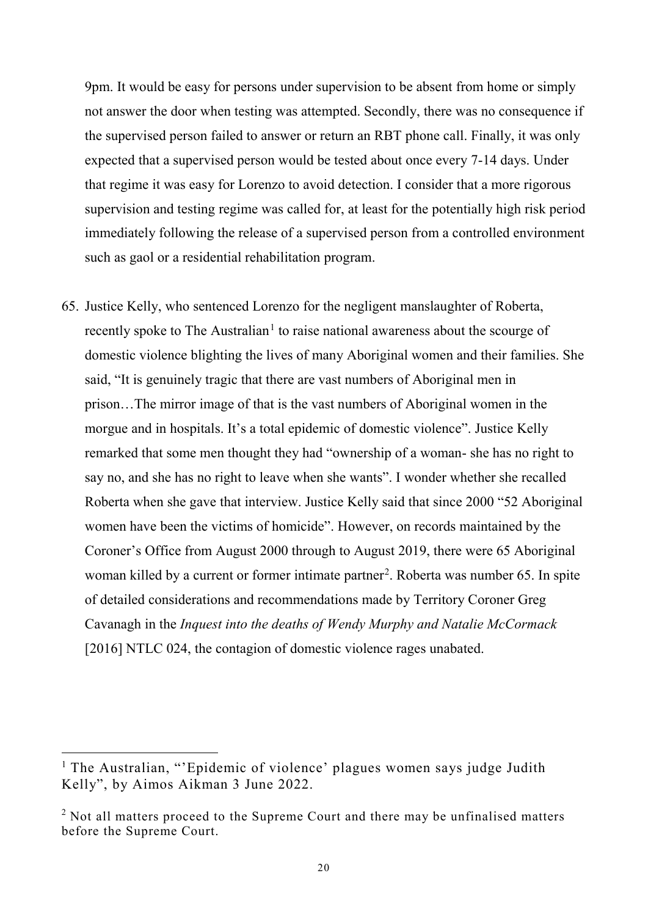9pm. It would be easy for persons under supervision to be absent from home or simply not answer the door when testing was attempted. Secondly, there was no consequence if the supervised person failed to answer or return an RBT phone call. Finally, it was only expected that a supervised person would be tested about once every 7-14 days. Under that regime it was easy for Lorenzo to avoid detection. I consider that a more rigorous supervision and testing regime was called for, at least for the potentially high risk period immediately following the release of a supervised person from a controlled environment such as gaol or a residential rehabilitation program.

65. Justice Kelly, who sentenced Lorenzo for the negligent manslaughter of Roberta, recently spoke to The Australian[1] to raise national awareness about the scourge of domestic violence blighting the lives of many Aboriginal women and their families. She said, "It is genuinely tragic that there are vast numbers of Aboriginal men in prison…The mirror image of that is the vast numbers of Aboriginal women in the morgue and in hospitals. It's a total epidemic of domestic violence". Justice Kelly remarked that some men thought they had "ownership of a woman- she has no right to say no, and she has no right to leave when she wants". I wonder whether she recalled Roberta when she gave that interview. Justice Kelly said that since 2000 "52 Aboriginal women have been the victims of homicide". However, on records maintained by the Coroner's Office from August 2000 through to August 2019, there were 65 Aboriginal woman killed by a current or former intimate partner[2]. Roberta was number 65. In spite of detailed considerations and recommendations made by Territory Coroner Greg Cavanagh in the *Inquest into the deaths of Wendy Murphy and Natalie McCormack* [2016] NTLC 024, the contagion of domestic violence rages unabated.

---

[1] The Australian, "'Epidemic of violence' plagues women says judge Judith Kelly", by Aimos Aikman 3 June 2022.

[2] Not all matters proceed to the Supreme Court and there may be unfinalised matters before the Supreme Court.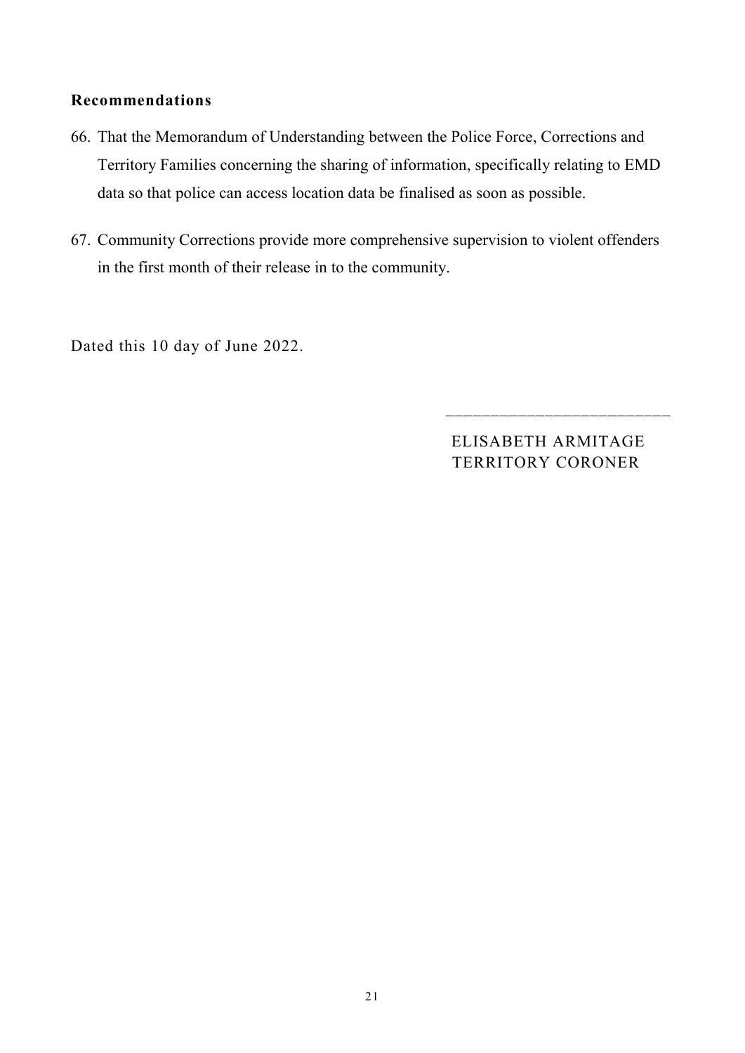## Recommendations

66. That the Memorandum of Understanding between the Police Force, Corrections and Territory Families concerning the sharing of information, specifically relating to EMD data so that police can access location data be finalised as soon as possible.

67. Community Corrections provide more comprehensive supervision to violent offenders in the first month of their release in to the community.

Dated this 10 day of June 2022.

_________________________

ELISABETH ARMITAGE
TERRITORY CORONER